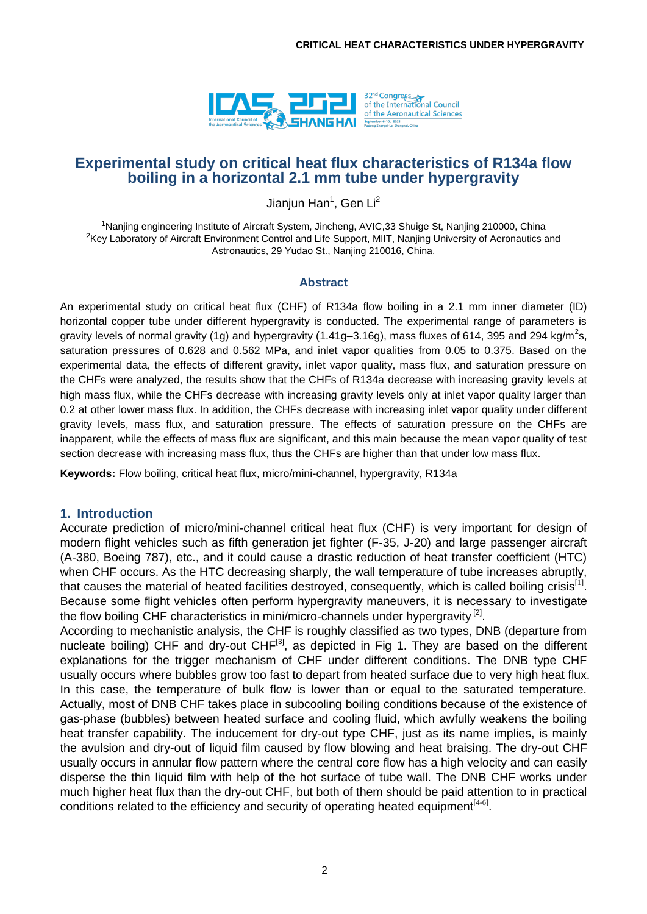# Experimental study on critical heat flux characteristics of R134a flow boiling in a horizontal 2.1 mm tube under hypergravity

Jianjun Han[1], Gen Li[2]

[1]Nanjing engineering Institute of Aircraft System, Jincheng, AVIC,33 Shuige St, Nanjing 210000, China
[2]Key Laboratory of Aircraft Environment Control and Life Support, MIIT, Nanjing University of Aeronautics and Astronautics, 29 Yudao St., Nanjing 210016, China.

## Abstract

An experimental study on critical heat flux (CHF) of R134a flow boiling in a 2.1 mm inner diameter (ID) horizontal copper tube under different hypergravity is conducted. The experimental range of parameters is gravity levels of normal gravity (1g) and hypergravity (1.41g–3.16g), mass fluxes of 614, 395 and 294 kg/m$^2$s, saturation pressures of 0.628 and 0.562 MPa, and inlet vapor qualities from 0.05 to 0.375. Based on the experimental data, the effects of different gravity, inlet vapor quality, mass flux, and saturation pressure on the CHFs were analyzed, the results show that the CHFs of R134a decrease with increasing gravity levels at high mass flux, while the CHFs decrease with increasing gravity levels only at inlet vapor quality larger than 0.2 at other lower mass flux. In addition, the CHFs decrease with increasing inlet vapor quality under different gravity levels, mass flux, and saturation pressure. The effects of saturation pressure on the CHFs are inapparent, while the effects of mass flux are significant, and this main because the mean vapor quality of test section decrease with increasing mass flux, thus the CHFs are higher than that under low mass flux.

**Keywords:** Flow boiling, critical heat flux, micro/mini-channel, hypergravity, R134a

## 1. Introduction

Accurate prediction of micro/mini-channel critical heat flux (CHF) is very important for design of modern flight vehicles such as fifth generation jet fighter (F-35, J-20) and large passenger aircraft (A-380, Boeing 787), etc., and it could cause a drastic reduction of heat transfer coefficient (HTC) when CHF occurs. As the HTC decreasing sharply, the wall temperature of tube increases abruptly, that causes the material of heated facilities destroyed, consequently, which is called boiling crisis[1]. Because some flight vehicles often perform hypergravity maneuvers, it is necessary to investigate the flow boiling CHF characteristics in mini/micro-channels under hypergravity [2].

According to mechanistic analysis, the CHF is roughly classified as two types, DNB (departure from nucleate boiling) CHF and dry-out CHF[3], as depicted in Fig 1. They are based on the different explanations for the trigger mechanism of CHF under different conditions. The DNB type CHF usually occurs where bubbles grow too fast to depart from heated surface due to very high heat flux. In this case, the temperature of bulk flow is lower than or equal to the saturated temperature. Actually, most of DNB CHF takes place in subcooling boiling conditions because of the existence of gas-phase (bubbles) between heated surface and cooling fluid, which awfully weakens the boiling heat transfer capability. The inducement for dry-out type CHF, just as its name implies, is mainly the avulsion and dry-out of liquid film caused by flow blowing and heat braising. The dry-out CHF usually occurs in annular flow pattern where the central core flow has a high velocity and can easily disperse the thin liquid film with help of the hot surface of tube wall. The DNB CHF works under much higher heat flux than the dry-out CHF, but both of them should be paid attention to in practical conditions related to the efficiency and security of operating heated equipment[4-6].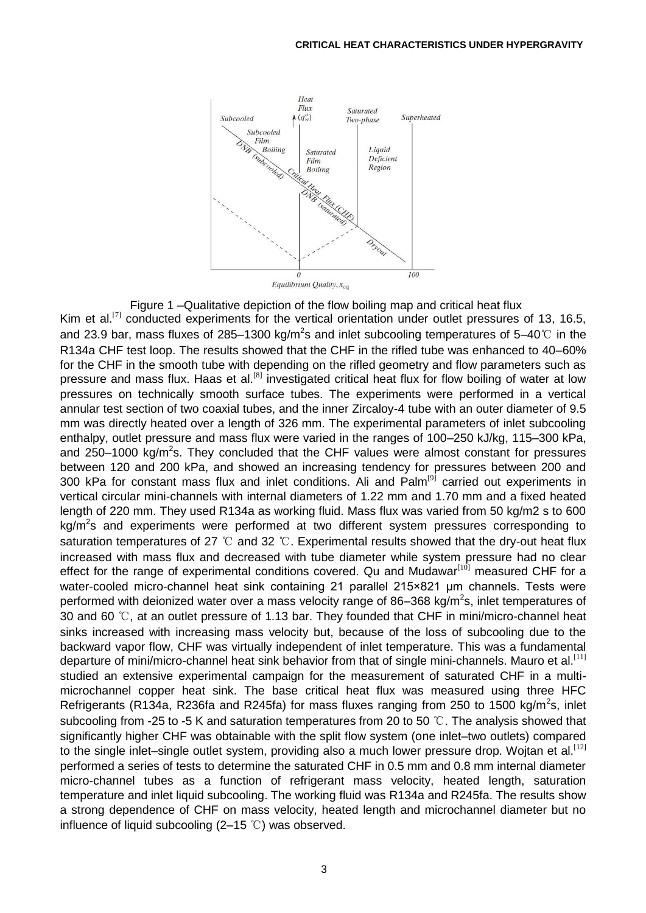Figure 1 –Qualitative depiction of the flow boiling map and critical heat flux

Kim et al.[7] conducted experiments for the vertical orientation under outlet pressures of 13, 16.5, and 23.9 bar, mass fluxes of 285–1300 kg/m$^2$s and inlet subcooling temperatures of 5–40℃ in the R134a CHF test loop. The results showed that the CHF in the rifled tube was enhanced to 40–60% for the CHF in the smooth tube with depending on the rifled geometry and flow parameters such as pressure and mass flux. Haas et al.[8] investigated critical heat flux for flow boiling of water at low pressures on technically smooth surface tubes. The experiments were performed in a vertical annular test section of two coaxial tubes, and the inner Zircaloy-4 tube with an outer diameter of 9.5 mm was directly heated over a length of 326 mm. The experimental parameters of inlet subcooling enthalpy, outlet pressure and mass flux were varied in the ranges of 100–250 kJ/kg, 115–300 kPa, and 250–1000 kg/m$^2$s. They concluded that the CHF values were almost constant for pressures between 120 and 200 kPa, and showed an increasing tendency for pressures between 200 and 300 kPa for constant mass flux and inlet conditions. Ali and Palm[9] carried out experiments in vertical circular mini-channels with internal diameters of 1.22 mm and 1.70 mm and a fixed heated length of 220 mm. They used R134a as working fluid. Mass flux was varied from 50 kg/m2 s to 600 kg/m$^2$s and experiments were performed at two different system pressures corresponding to saturation temperatures of 27 ℃ and 32 ℃. Experimental results showed that the dry-out heat flux increased with mass flux and decreased with tube diameter while system pressure had no clear effect for the range of experimental conditions covered. Qu and Mudawar[10] measured CHF for a water-cooled micro-channel heat sink containing 21 parallel 215×821 μm channels. Tests were performed with deionized water over a mass velocity range of 86–368 kg/m$^2$s, inlet temperatures of 30 and 60 ℃, at an outlet pressure of 1.13 bar. They founded that CHF in mini/micro-channel heat sinks increased with increasing mass velocity but, because of the loss of subcooling due to the backward vapor flow, CHF was virtually independent of inlet temperature. This was a fundamental departure of mini/micro-channel heat sink behavior from that of single mini-channels. Mauro et al.[11] studied an extensive experimental campaign for the measurement of saturated CHF in a multi-microchannel copper heat sink. The base critical heat flux was measured using three HFC Refrigerants (R134a, R236fa and R245fa) for mass fluxes ranging from 250 to 1500 kg/m$^2$s, inlet subcooling from -25 to -5 K and saturation temperatures from 20 to 50 ℃. The analysis showed that significantly higher CHF was obtainable with the split flow system (one inlet–two outlets) compared to the single inlet–single outlet system, providing also a much lower pressure drop. Wojtan et al.[12] performed a series of tests to determine the saturated CHF in 0.5 mm and 0.8 mm internal diameter micro-channel tubes as a function of refrigerant mass velocity, heated length, saturation temperature and inlet liquid subcooling. The working fluid was R134a and R245fa. The results show a strong dependence of CHF on mass velocity, heated length and microchannel diameter but no influence of liquid subcooling (2–15 ℃) was observed.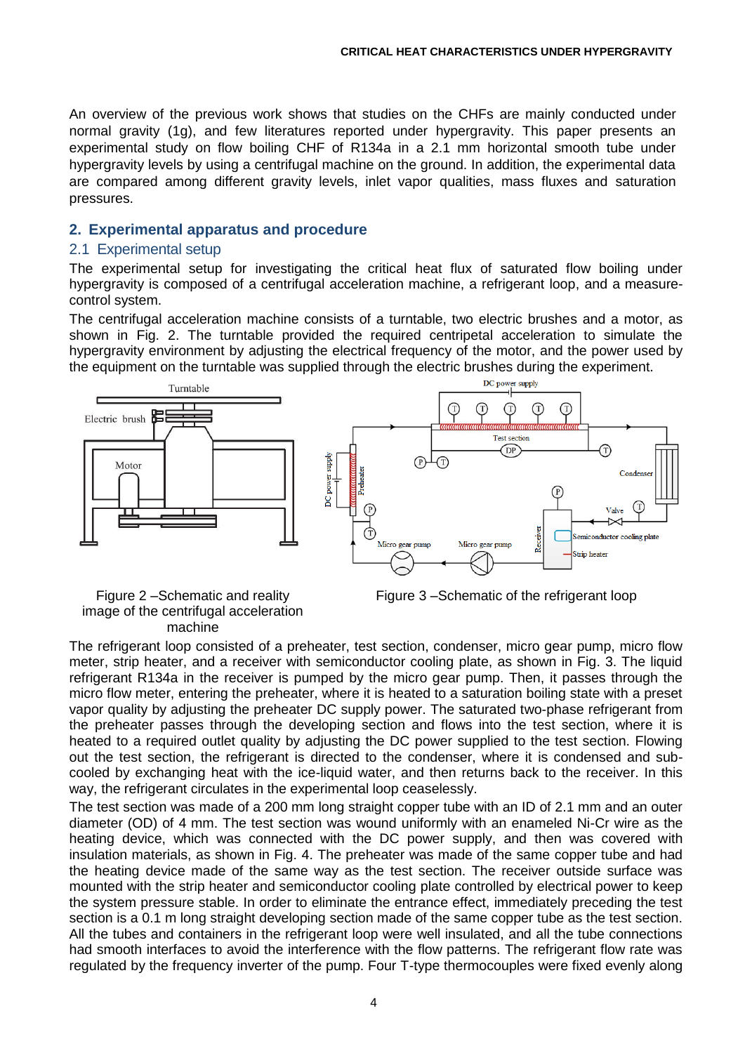An overview of the previous work shows that studies on the CHFs are mainly conducted under normal gravity (1g), and few literatures reported under hypergravity. This paper presents an experimental study on flow boiling CHF of R134a in a 2.1 mm horizontal smooth tube under hypergravity levels by using a centrifugal machine on the ground. In addition, the experimental data are compared among different gravity levels, inlet vapor qualities, mass fluxes and saturation pressures.

## 2. Experimental apparatus and procedure

### 2.1 Experimental setup

The experimental setup for investigating the critical heat flux of saturated flow boiling under hypergravity is composed of a centrifugal acceleration machine, a refrigerant loop, and a measure-control system.

The centrifugal acceleration machine consists of a turntable, two electric brushes and a motor, as shown in Fig. 2. The turntable provided the required centripetal acceleration to simulate the hypergravity environment by adjusting the electrical frequency of the motor, and the power used by the equipment on the turntable was supplied through the electric brushes during the experiment.

Figure 2 –Schematic and reality image of the centrifugal acceleration machine

Figure 3 –Schematic of the refrigerant loop

The refrigerant loop consisted of a preheater, test section, condenser, micro gear pump, micro flow meter, strip heater, and a receiver with semiconductor cooling plate, as shown in Fig. 3. The liquid refrigerant R134a in the receiver is pumped by the micro gear pump. Then, it passes through the micro flow meter, entering the preheater, where it is heated to a saturation boiling state with a preset vapor quality by adjusting the preheater DC supply power. The saturated two-phase refrigerant from the preheater passes through the developing section and flows into the test section, where it is heated to a required outlet quality by adjusting the DC power supplied to the test section. Flowing out the test section, the refrigerant is directed to the condenser, where it is condensed and sub-cooled by exchanging heat with the ice-liquid water, and then returns back to the receiver. In this way, the refrigerant circulates in the experimental loop ceaselessly.

The test section was made of a 200 mm long straight copper tube with an ID of 2.1 mm and an outer diameter (OD) of 4 mm. The test section was wound uniformly with an enameled Ni-Cr wire as the heating device, which was connected with the DC power supply, and then was covered with insulation materials, as shown in Fig. 4. The preheater was made of the same copper tube and had the heating device made of the same way as the test section. The receiver outside surface was mounted with the strip heater and semiconductor cooling plate controlled by electrical power to keep the system pressure stable. In order to eliminate the entrance effect, immediately preceding the test section is a 0.1 m long straight developing section made of the same copper tube as the test section. All the tubes and containers in the refrigerant loop were well insulated, and all the tube connections had smooth interfaces to avoid the interference with the flow patterns. The refrigerant flow rate was regulated by the frequency inverter of the pump. Four T-type thermocouples were fixed evenly along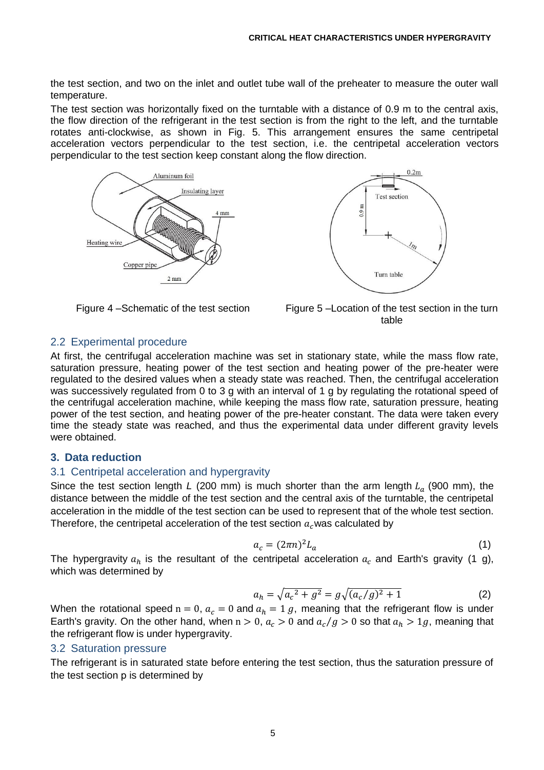the test section, and two on the inlet and outlet tube wall of the preheater to measure the outer wall temperature.

The test section was horizontally fixed on the turntable with a distance of 0.9 m to the central axis, the flow direction of the refrigerant in the test section is from the right to the left, and the turntable rotates anti-clockwise, as shown in Fig. 5. This arrangement ensures the same centripetal acceleration vectors perpendicular to the test section, i.e. the centripetal acceleration vectors perpendicular to the test section keep constant along the flow direction.

Figure 4 –Schematic of the test section

Figure 5 –Location of the test section in the turn table

## 2.2 Experimental procedure

At first, the centrifugal acceleration machine was set in stationary state, while the mass flow rate, saturation pressure, heating power of the test section and heating power of the pre-heater were regulated to the desired values when a steady state was reached. Then, the centrifugal acceleration was successively regulated from 0 to 3 g with an interval of 1 g by regulating the rotational speed of the centrifugal acceleration machine, while keeping the mass flow rate, saturation pressure, heating power of the test section, and heating power of the pre-heater constant. The data were taken every time the steady state was reached, and thus the experimental data under different gravity levels were obtained.

# 3. Data reduction

## 3.1 Centripetal acceleration and hypergravity

Since the test section length $L$ (200 mm) is much shorter than the arm length $L_a$ (900 mm), the distance between the middle of the test section and the central axis of the turntable, the centripetal acceleration in the middle of the test section can be used to represent that of the whole test section. Therefore, the centripetal acceleration of the test section $a_c$ was calculated by

$$a_c = (2\pi n)^2 L_a \tag{1}$$

The hypergravity $a_h$ is the resultant of the centripetal acceleration $a_c$ and Earth's gravity (1 g), which was determined by

$$a_h = \sqrt{{a_c}^2 + g^2} = g\sqrt{(a_c/g)^2 + 1} \tag{2}$$

When the rotational speed $n = 0$, $a_c = 0$ and $a_h = 1\,g$, meaning that the refrigerant flow is under Earth's gravity. On the other hand, when $n > 0$, $a_c > 0$ and $a_c/g > 0$ so that $a_h > 1g$, meaning that the refrigerant flow is under hypergravity.

## 3.2 Saturation pressure

The refrigerant is in saturated state before entering the test section, thus the saturation pressure of the test section p is determined by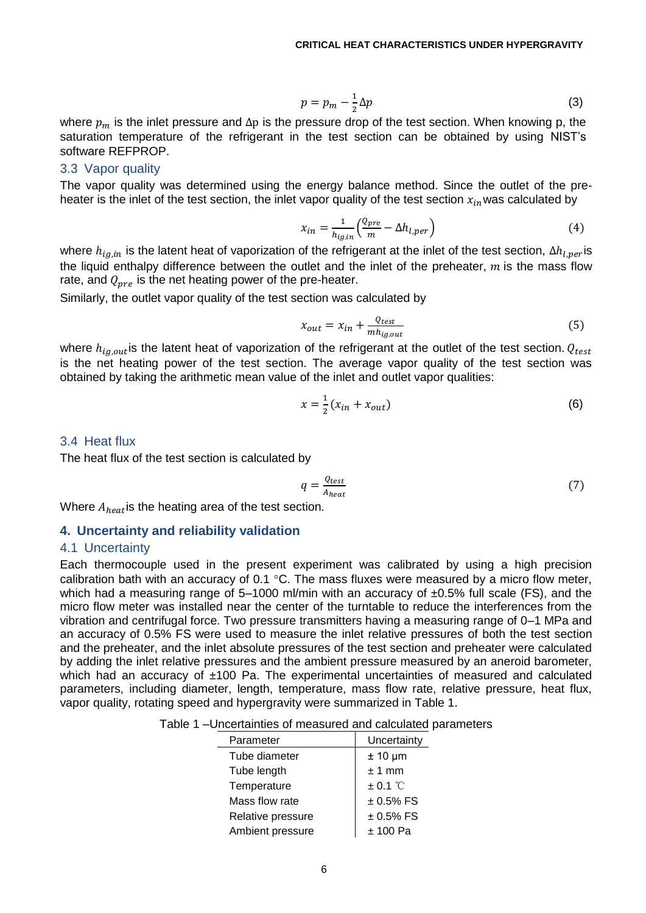$$p = p_m - \frac{1}{2}\Delta p \tag{3}$$

where $p_m$ is the inlet pressure and Δp is the pressure drop of the test section. When knowing p, the saturation temperature of the refrigerant in the test section can be obtained by using NIST's software REFPROP.

### 3.3 Vapor quality

The vapor quality was determined using the energy balance method. Since the outlet of the pre-heater is the inlet of the test section, the inlet vapor quality of the test section $x_{in}$ was calculated by

$$x_{in} = \frac{1}{h_{ig,in}}\left(\frac{Q_{pre}}{m} - \Delta h_{l,per}\right) \tag{4}$$

where $h_{ig,in}$ is the latent heat of vaporization of the refrigerant at the inlet of the test section, $\Delta h_{l,per}$ is the liquid enthalpy difference between the outlet and the inlet of the preheater, $m$ is the mass flow rate, and $Q_{pre}$ is the net heating power of the pre-heater.

Similarly, the outlet vapor quality of the test section was calculated by

$$x_{out} = x_{in} + \frac{Q_{test}}{m h_{ig,out}} \tag{5}$$

where $h_{ig,out}$ is the latent heat of vaporization of the refrigerant at the outlet of the test section. $Q_{test}$ is the net heating power of the test section. The average vapor quality of the test section was obtained by taking the arithmetic mean value of the inlet and outlet vapor qualities:

$$x = \frac{1}{2}(x_{in} + x_{out}) \tag{6}$$

### 3.4 Heat flux

The heat flux of the test section is calculated by

$$q = \frac{Q_{test}}{A_{heat}} \tag{7}$$

Where $A_{heat}$ is the heating area of the test section.

## 4. Uncertainty and reliability validation

### 4.1 Uncertainty

Each thermocouple used in the present experiment was calibrated by using a high precision calibration bath with an accuracy of 0.1 °C. The mass fluxes were measured by a micro flow meter, which had a measuring range of 5–1000 ml/min with an accuracy of ±0.5% full scale (FS), and the micro flow meter was installed near the center of the turntable to reduce the interferences from the vibration and centrifugal force. Two pressure transmitters having a measuring range of 0–1 MPa and an accuracy of 0.5% FS were used to measure the inlet relative pressures of both the test section and the preheater, and the inlet absolute pressures of the test section and preheater were calculated by adding the inlet relative pressures and the ambient pressure measured by an aneroid barometer, which had an accuracy of ±100 Pa. The experimental uncertainties of measured and calculated parameters, including diameter, length, temperature, mass flow rate, relative pressure, heat flux, vapor quality, rotating speed and hypergravity were summarized in Table 1.

Table 1 –Uncertainties of measured and calculated parameters

| Parameter | Uncertainty |
|---|---|
| Tube diameter | ± 10 μm |
| Tube length | ± 1 mm |
| Temperature | ± 0.1 ℃ |
| Mass flow rate | ± 0.5% FS |
| Relative pressure | ± 0.5% FS |
| Ambient pressure | ± 100 Pa |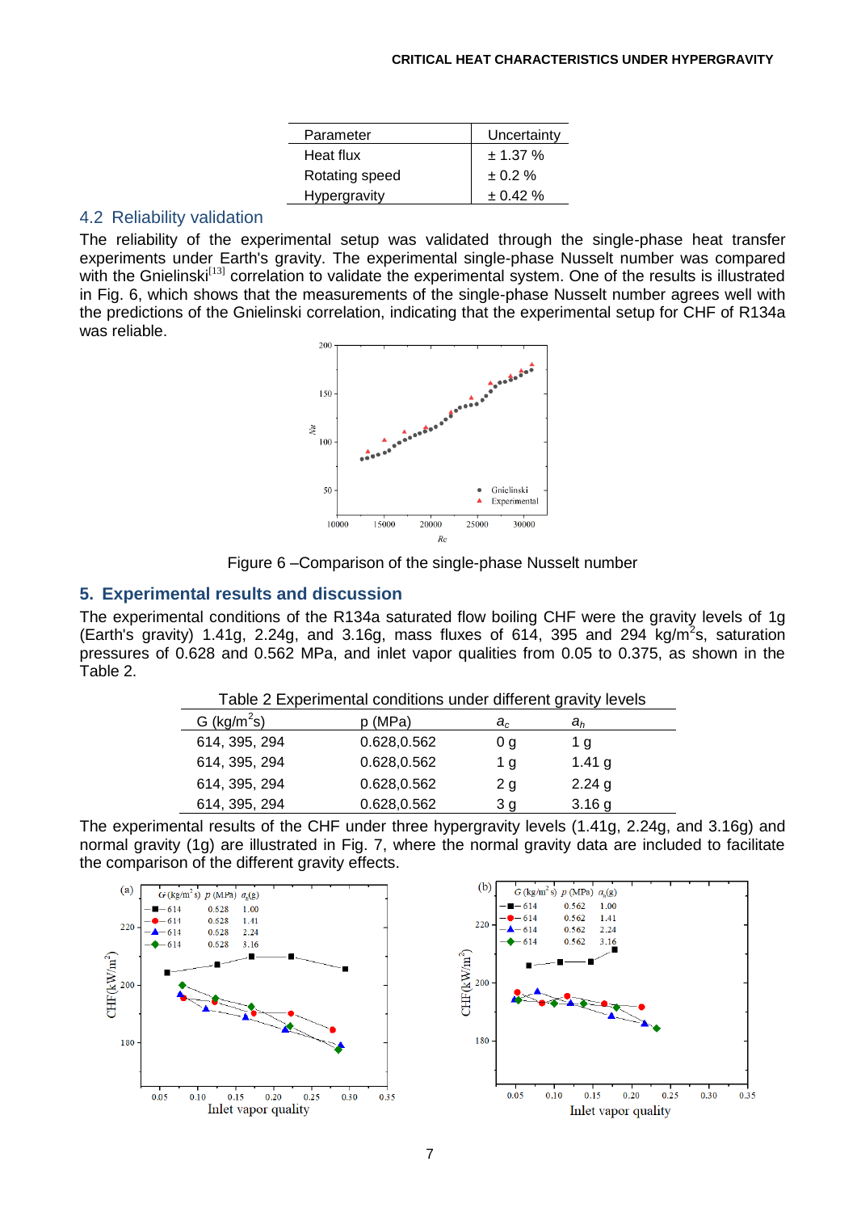| Parameter | Uncertainty |
|---|---|
| Heat flux | ± 1.37 % |
| Rotating speed | ± 0.2 % |
| Hypergravity | ± 0.42 % |

## 4.2 Reliability validation

The reliability of the experimental setup was validated through the single-phase heat transfer experiments under Earth's gravity. The experimental single-phase Nusselt number was compared with the Gnielinski[13] correlation to validate the experimental system. One of the results is illustrated in Fig. 6, which shows that the measurements of the single-phase Nusselt number agrees well with the predictions of the Gnielinski correlation, indicating that the experimental setup for CHF of R134a was reliable.

Figure 6 –Comparison of the single-phase Nusselt number

# 5. Experimental results and discussion

The experimental conditions of the R134a saturated flow boiling CHF were the gravity levels of 1g (Earth's gravity) 1.41g, 2.24g, and 3.16g, mass fluxes of 614, 395 and 294 kg/m$^2$s, saturation pressures of 0.628 and 0.562 MPa, and inlet vapor qualities from 0.05 to 0.375, as shown in the Table 2.

Table 2 Experimental conditions under different gravity levels

| G (kg/m$^2$s) | p (MPa) | $a_c$ | $a_h$ |
|---|---|---|---|
| 614, 395, 294 | 0.628,0.562 | 0 g | 1 g |
| 614, 395, 294 | 0.628,0.562 | 1 g | 1.41 g |
| 614, 395, 294 | 0.628,0.562 | 2 g | 2.24 g |
| 614, 395, 294 | 0.628,0.562 | 3 g | 3.16 g |

The experimental results of the CHF under three hypergravity levels (1.41g, 2.24g, and 3.16g) and normal gravity (1g) are illustrated in Fig. 7, where the normal gravity data are included to facilitate the comparison of the different gravity effects.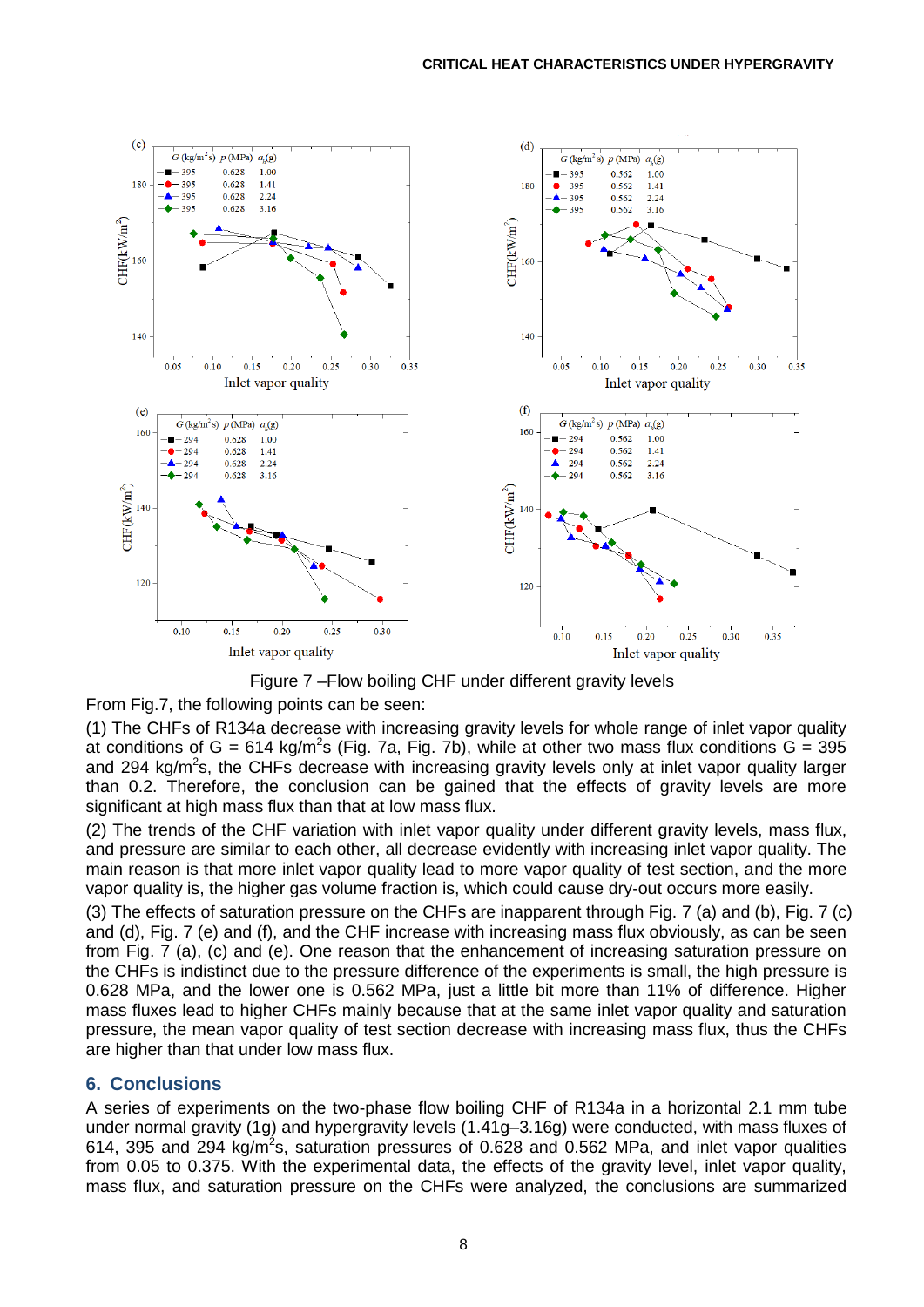Figure 7 –Flow boiling CHF under different gravity levels

From Fig.7, the following points can be seen:

(1) The CHFs of R134a decrease with increasing gravity levels for whole range of inlet vapor quality at conditions of G = 614 kg/m$^2$s (Fig. 7a, Fig. 7b), while at other two mass flux conditions G = 395 and 294 kg/m$^2$s, the CHFs decrease with increasing gravity levels only at inlet vapor quality larger than 0.2. Therefore, the conclusion can be gained that the effects of gravity levels are more significant at high mass flux than that at low mass flux.

(2) The trends of the CHF variation with inlet vapor quality under different gravity levels, mass flux, and pressure are similar to each other, all decrease evidently with increasing inlet vapor quality. The main reason is that more inlet vapor quality lead to more vapor quality of test section, and the more vapor quality is, the higher gas volume fraction is, which could cause dry-out occurs more easily.

(3) The effects of saturation pressure on the CHFs are inapparent through Fig. 7 (a) and (b), Fig. 7 (c) and (d), Fig. 7 (e) and (f), and the CHF increase with increasing mass flux obviously, as can be seen from Fig. 7 (a), (c) and (e). One reason that the enhancement of increasing saturation pressure on the CHFs is indistinct due to the pressure difference of the experiments is small, the high pressure is 0.628 MPa, and the lower one is 0.562 MPa, just a little bit more than 11% of difference. Higher mass fluxes lead to higher CHFs mainly because that at the same inlet vapor quality and saturation pressure, the mean vapor quality of test section decrease with increasing mass flux, thus the CHFs are higher than that under low mass flux.

## 6. Conclusions

A series of experiments on the two-phase flow boiling CHF of R134a in a horizontal 2.1 mm tube under normal gravity (1g) and hypergravity levels (1.41g–3.16g) were conducted, with mass fluxes of 614, 395 and 294 kg/m$^2$s, saturation pressures of 0.628 and 0.562 MPa, and inlet vapor qualities from 0.05 to 0.375. With the experimental data, the effects of the gravity level, inlet vapor quality, mass flux, and saturation pressure on the CHFs were analyzed, the conclusions are summarized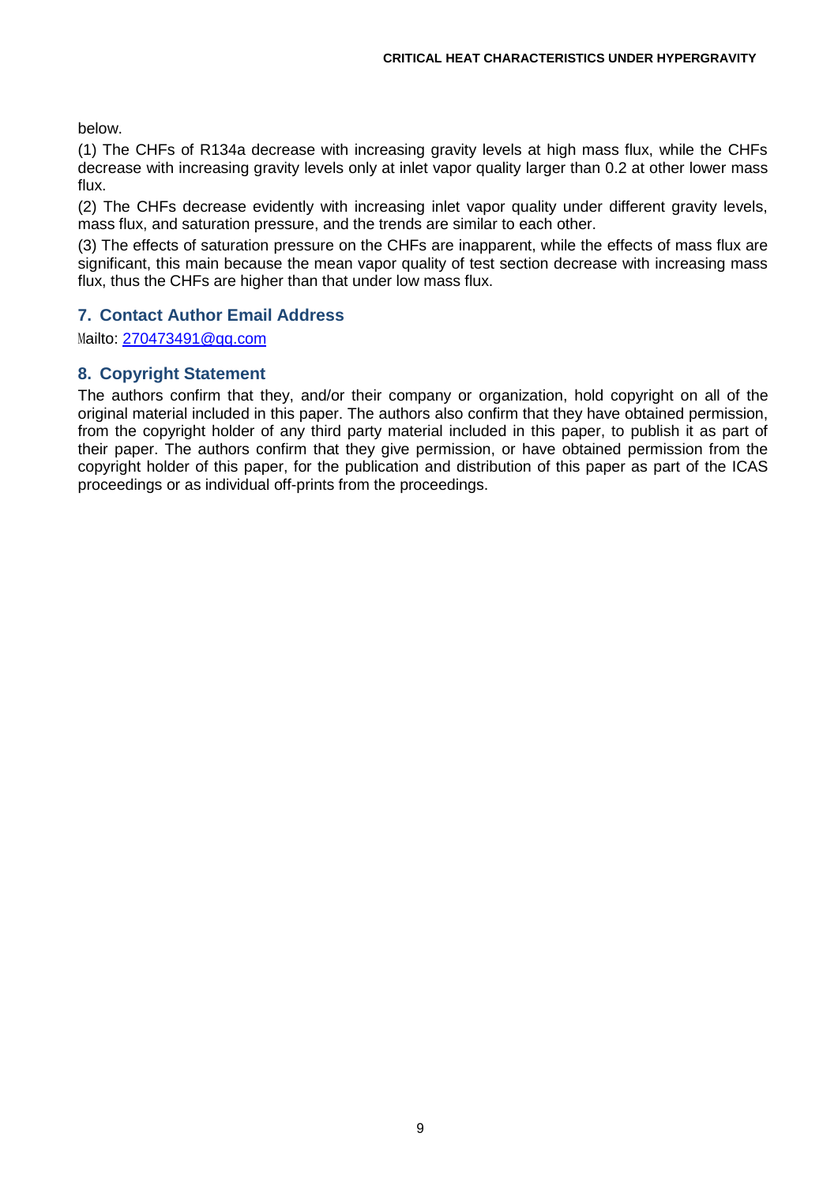below.

(1) The CHFs of R134a decrease with increasing gravity levels at high mass flux, while the CHFs decrease with increasing gravity levels only at inlet vapor quality larger than 0.2 at other lower mass flux.

(2) The CHFs decrease evidently with increasing inlet vapor quality under different gravity levels, mass flux, and saturation pressure, and the trends are similar to each other.

(3) The effects of saturation pressure on the CHFs are inapparent, while the effects of mass flux are significant, this main because the mean vapor quality of test section decrease with increasing mass flux, thus the CHFs are higher than that under low mass flux.

## 7. Contact Author Email Address

Mailto: 270473491@qq.com

## 8. Copyright Statement

The authors confirm that they, and/or their company or organization, hold copyright on all of the original material included in this paper. The authors also confirm that they have obtained permission, from the copyright holder of any third party material included in this paper, to publish it as part of their paper. The authors confirm that they give permission, or have obtained permission from the copyright holder of this paper, for the publication and distribution of this paper as part of the ICAS proceedings or as individual off-prints from the proceedings.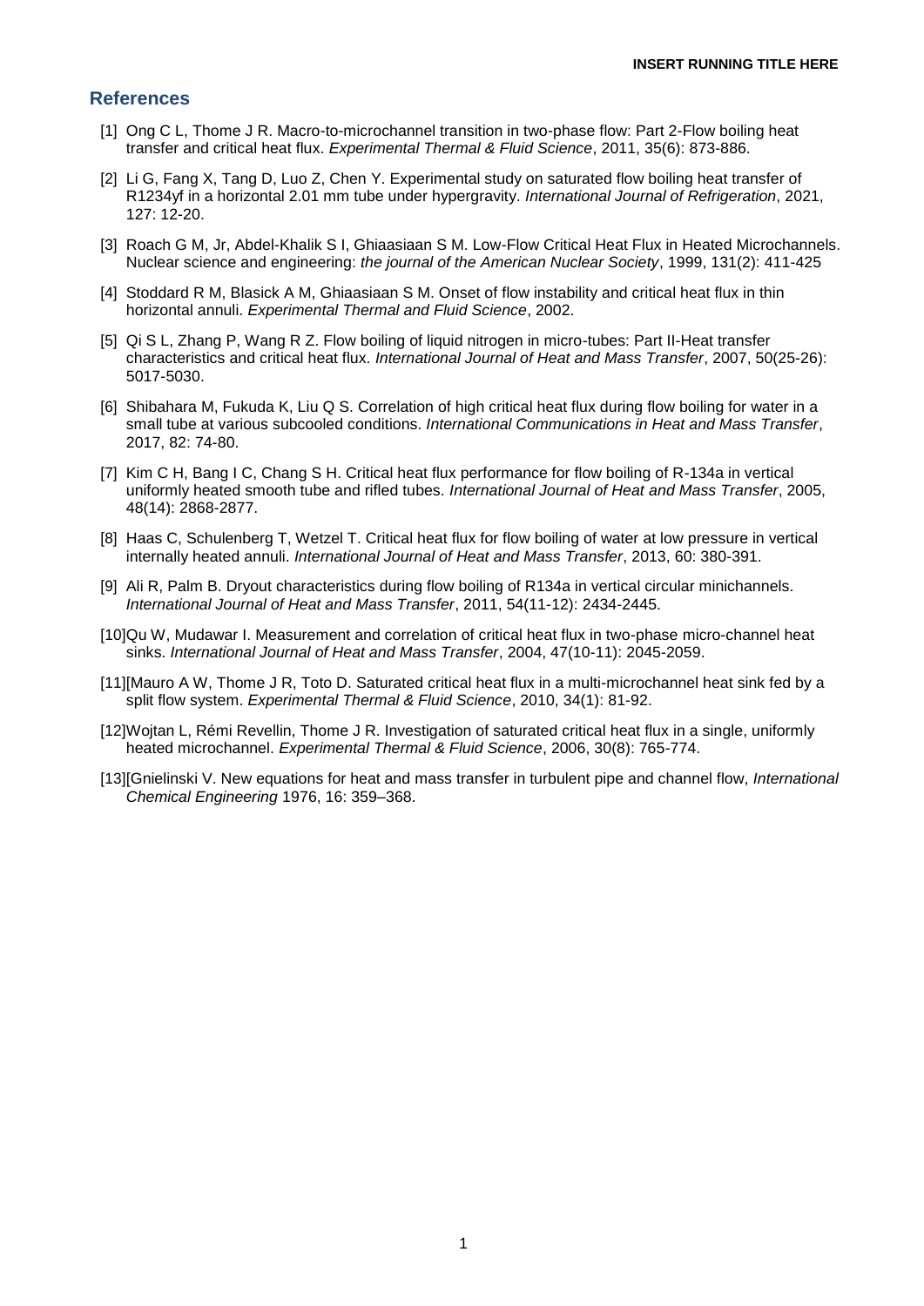## References

[1] Ong C L, Thome J R. Macro-to-microchannel transition in two-phase flow: Part 2-Flow boiling heat transfer and critical heat flux. *Experimental Thermal & Fluid Science*, 2011, 35(6): 873-886.

[2] Li G, Fang X, Tang D, Luo Z, Chen Y. Experimental study on saturated flow boiling heat transfer of R1234yf in a horizontal 2.01 mm tube under hypergravity. *International Journal of Refrigeration*, 2021, 127: 12-20.

[3] Roach G M, Jr, Abdel-Khalik S I, Ghiaasiaan S M. Low-Flow Critical Heat Flux in Heated Microchannels. Nuclear science and engineering: *the journal of the American Nuclear Society*, 1999, 131(2): 411-425

[4] Stoddard R M, Blasick A M, Ghiaasiaan S M. Onset of flow instability and critical heat flux in thin horizontal annuli. *Experimental Thermal and Fluid Science*, 2002.

[5] Qi S L, Zhang P, Wang R Z. Flow boiling of liquid nitrogen in micro-tubes: Part II-Heat transfer characteristics and critical heat flux. *International Journal of Heat and Mass Transfer*, 2007, 50(25-26): 5017-5030.

[6] Shibahara M, Fukuda K, Liu Q S. Correlation of high critical heat flux during flow boiling for water in a small tube at various subcooled conditions. *International Communications in Heat and Mass Transfer*, 2017, 82: 74-80.

[7] Kim C H, Bang I C, Chang S H. Critical heat flux performance for flow boiling of R-134a in vertical uniformly heated smooth tube and rifled tubes. *International Journal of Heat and Mass Transfer*, 2005, 48(14): 2868-2877.

[8] Haas C, Schulenberg T, Wetzel T. Critical heat flux for flow boiling of water at low pressure in vertical internally heated annuli. *International Journal of Heat and Mass Transfer*, 2013, 60: 380-391.

[9] Ali R, Palm B. Dryout characteristics during flow boiling of R134a in vertical circular minichannels. *International Journal of Heat and Mass Transfer*, 2011, 54(11-12): 2434-2445.

[10]Qu W, Mudawar I. Measurement and correlation of critical heat flux in two-phase micro-channel heat sinks. *International Journal of Heat and Mass Transfer*, 2004, 47(10-11): 2045-2059.

[11][Mauro A W, Thome J R, Toto D. Saturated critical heat flux in a multi-microchannel heat sink fed by a split flow system. *Experimental Thermal & Fluid Science*, 2010, 34(1): 81-92.

[12]Wojtan L, Rémi Revellin, Thome J R. Investigation of saturated critical heat flux in a single, uniformly heated microchannel. *Experimental Thermal & Fluid Science*, 2006, 30(8): 765-774.

[13][Gnielinski V. New equations for heat and mass transfer in turbulent pipe and channel flow, *International Chemical Engineering* 1976, 16: 359–368.